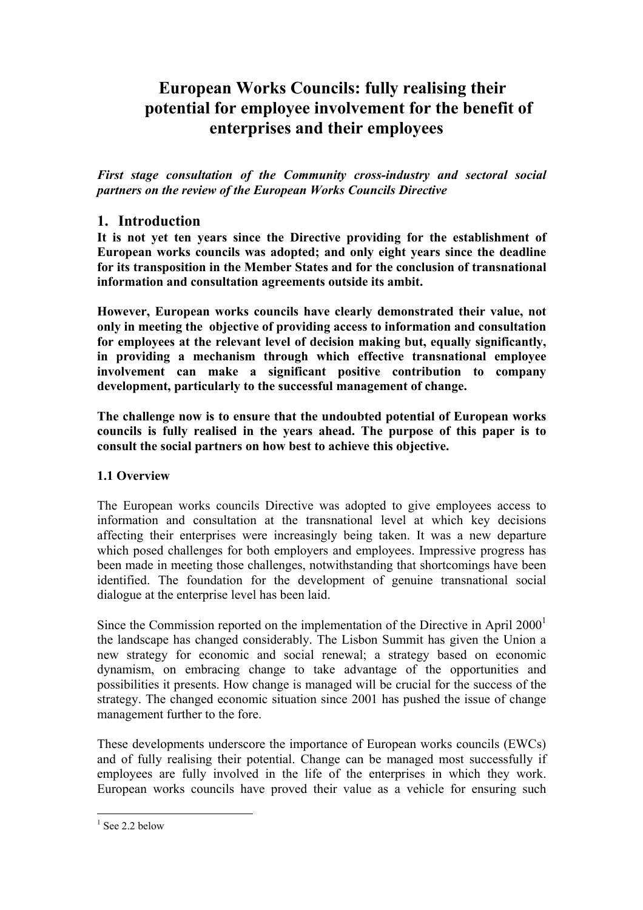# European Works Councils: fully realising their potential for employee involvement for the benefit of enterprises and their employees

***First stage consultation of the Community cross-industry and sectoral social partners on the review of the European Works Councils Directive***

## 1. Introduction

**It is not yet ten years since the Directive providing for the establishment of European works councils was adopted; and only eight years since the deadline for its transposition in the Member States and for the conclusion of transnational information and consultation agreements outside its ambit.**

**However, European works councils have clearly demonstrated their value, not only in meeting the objective of providing access to information and consultation for employees at the relevant level of decision making but, equally significantly, in providing a mechanism through which effective transnational employee involvement can make a significant positive contribution to company development, particularly to the successful management of change.**

**The challenge now is to ensure that the undoubted potential of European works councils is fully realised in the years ahead. The purpose of this paper is to consult the social partners on how best to achieve this objective.**

### 1.1 Overview

The European works councils Directive was adopted to give employees access to information and consultation at the transnational level at which key decisions affecting their enterprises were increasingly being taken. It was a new departure which posed challenges for both employers and employees. Impressive progress has been made in meeting those challenges, notwithstanding that shortcomings have been identified. The foundation for the development of genuine transnational social dialogue at the enterprise level has been laid.

Since the Commission reported on the implementation of the Directive in April 2000[1] the landscape has changed considerably. The Lisbon Summit has given the Union a new strategy for economic and social renewal; a strategy based on economic dynamism, on embracing change to take advantage of the opportunities and possibilities it presents. How change is managed will be crucial for the success of the strategy. The changed economic situation since 2001 has pushed the issue of change management further to the fore.

These developments underscore the importance of European works councils (EWCs) and of fully realising their potential. Change can be managed most successfully if employees are fully involved in the life of the enterprises in which they work. European works councils have proved their value as a vehicle for ensuring such

[1] See 2.2 below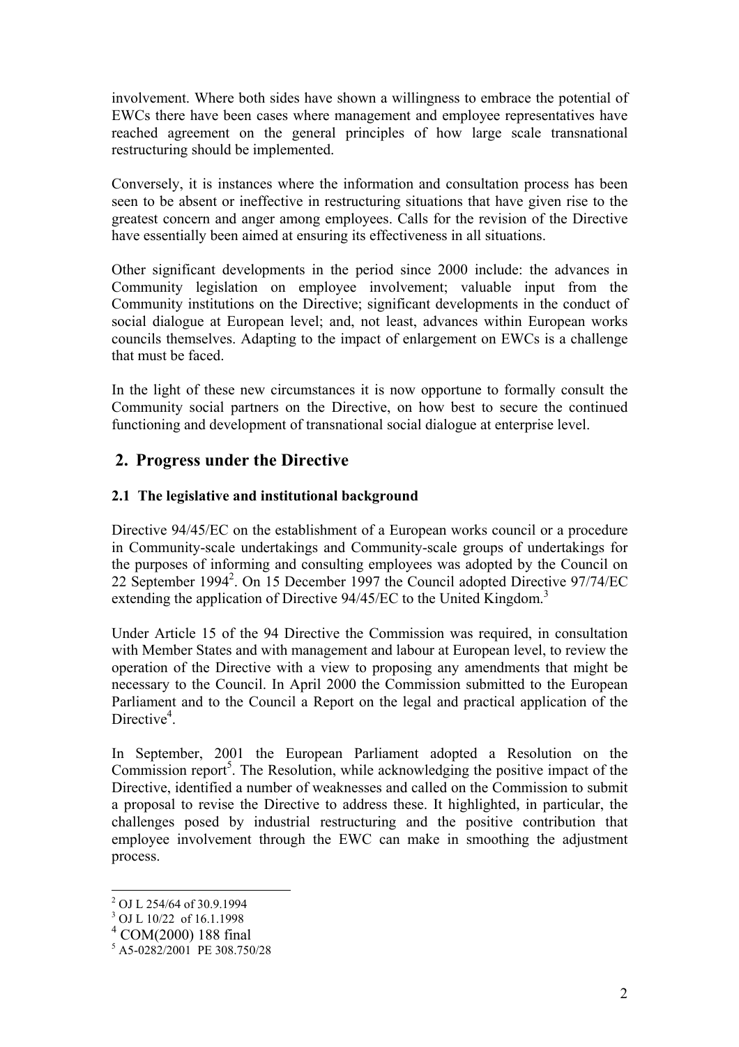involvement. Where both sides have shown a willingness to embrace the potential of EWCs there have been cases where management and employee representatives have reached agreement on the general principles of how large scale transnational restructuring should be implemented.

Conversely, it is instances where the information and consultation process has been seen to be absent or ineffective in restructuring situations that have given rise to the greatest concern and anger among employees. Calls for the revision of the Directive have essentially been aimed at ensuring its effectiveness in all situations.

Other significant developments in the period since 2000 include: the advances in Community legislation on employee involvement; valuable input from the Community institutions on the Directive; significant developments in the conduct of social dialogue at European level; and, not least, advances within European works councils themselves. Adapting to the impact of enlargement on EWCs is a challenge that must be faced.

In the light of these new circumstances it is now opportune to formally consult the Community social partners on the Directive, on how best to secure the continued functioning and development of transnational social dialogue at enterprise level.

## 2. Progress under the Directive

### 2.1 The legislative and institutional background

Directive 94/45/EC on the establishment of a European works council or a procedure in Community-scale undertakings and Community-scale groups of undertakings for the purposes of informing and consulting employees was adopted by the Council on 22 September 1994[2]. On 15 December 1997 the Council adopted Directive 97/74/EC extending the application of Directive 94/45/EC to the United Kingdom.[3]

Under Article 15 of the 94 Directive the Commission was required, in consultation with Member States and with management and labour at European level, to review the operation of the Directive with a view to proposing any amendments that might be necessary to the Council. In April 2000 the Commission submitted to the European Parliament and to the Council a Report on the legal and practical application of the Directive[4].

In September, 2001 the European Parliament adopted a Resolution on the Commission report[5]. The Resolution, while acknowledging the positive impact of the Directive, identified a number of weaknesses and called on the Commission to submit a proposal to revise the Directive to address these. It highlighted, in particular, the challenges posed by industrial restructuring and the positive contribution that employee involvement through the EWC can make in smoothing the adjustment process.

---

[2] OJ L 254/64 of 30.9.1994

[3] OJ L 10/22 of 16.1.1998

[4] COM(2000) 188 final

[5] A5-0282/2001 PE 308.750/28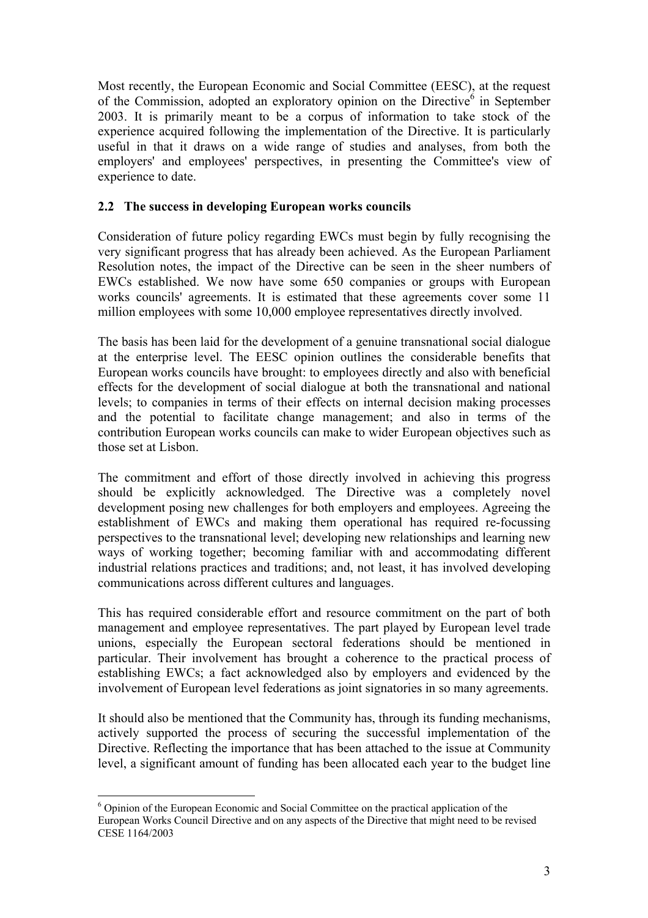Most recently, the European Economic and Social Committee (EESC), at the request of the Commission, adopted an exploratory opinion on the Directive[6] in September 2003. It is primarily meant to be a corpus of information to take stock of the experience acquired following the implementation of the Directive. It is particularly useful in that it draws on a wide range of studies and analyses, from both the employers' and employees' perspectives, in presenting the Committee's view of experience to date.

### 2.2 The success in developing European works councils

Consideration of future policy regarding EWCs must begin by fully recognising the very significant progress that has already been achieved. As the European Parliament Resolution notes, the impact of the Directive can be seen in the sheer numbers of EWCs established. We now have some 650 companies or groups with European works councils' agreements. It is estimated that these agreements cover some 11 million employees with some 10,000 employee representatives directly involved.

The basis has been laid for the development of a genuine transnational social dialogue at the enterprise level. The EESC opinion outlines the considerable benefits that European works councils have brought: to employees directly and also with beneficial effects for the development of social dialogue at both the transnational and national levels; to companies in terms of their effects on internal decision making processes and the potential to facilitate change management; and also in terms of the contribution European works councils can make to wider European objectives such as those set at Lisbon.

The commitment and effort of those directly involved in achieving this progress should be explicitly acknowledged. The Directive was a completely novel development posing new challenges for both employers and employees. Agreeing the establishment of EWCs and making them operational has required re-focussing perspectives to the transnational level; developing new relationships and learning new ways of working together; becoming familiar with and accommodating different industrial relations practices and traditions; and, not least, it has involved developing communications across different cultures and languages.

This has required considerable effort and resource commitment on the part of both management and employee representatives. The part played by European level trade unions, especially the European sectoral federations should be mentioned in particular. Their involvement has brought a coherence to the practical process of establishing EWCs; a fact acknowledged also by employers and evidenced by the involvement of European level federations as joint signatories in so many agreements.

It should also be mentioned that the Community has, through its funding mechanisms, actively supported the process of securing the successful implementation of the Directive. Reflecting the importance that has been attached to the issue at Community level, a significant amount of funding has been allocated each year to the budget line

[6] Opinion of the European Economic and Social Committee on the practical application of the European Works Council Directive and on any aspects of the Directive that might need to be revised CESE 1164/2003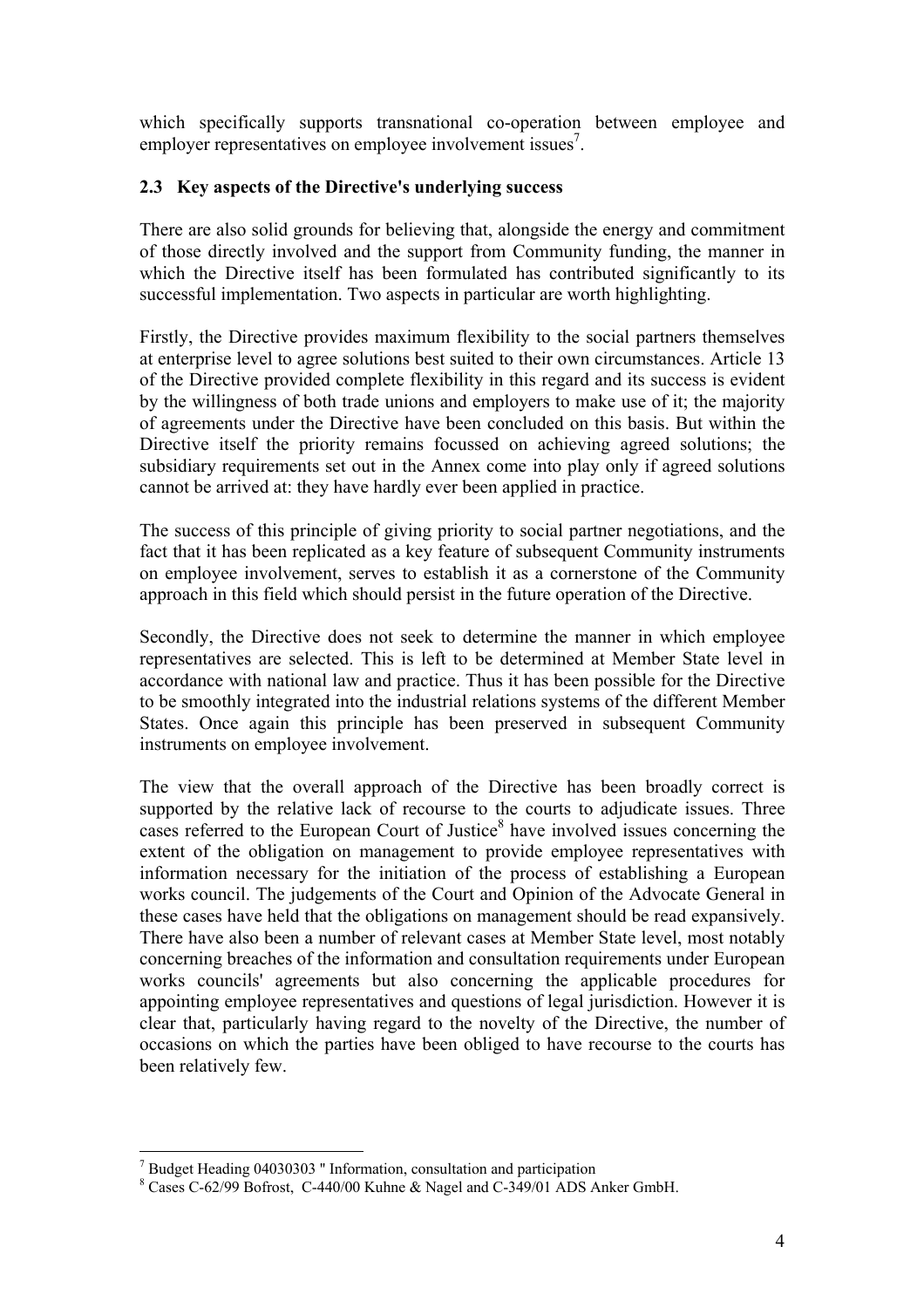which specifically supports transnational co-operation between employee and employer representatives on employee involvement issues[7].

### 2.3 Key aspects of the Directive's underlying success

There are also solid grounds for believing that, alongside the energy and commitment of those directly involved and the support from Community funding, the manner in which the Directive itself has been formulated has contributed significantly to its successful implementation. Two aspects in particular are worth highlighting.

Firstly, the Directive provides maximum flexibility to the social partners themselves at enterprise level to agree solutions best suited to their own circumstances. Article 13 of the Directive provided complete flexibility in this regard and its success is evident by the willingness of both trade unions and employers to make use of it; the majority of agreements under the Directive have been concluded on this basis. But within the Directive itself the priority remains focussed on achieving agreed solutions; the subsidiary requirements set out in the Annex come into play only if agreed solutions cannot be arrived at: they have hardly ever been applied in practice.

The success of this principle of giving priority to social partner negotiations, and the fact that it has been replicated as a key feature of subsequent Community instruments on employee involvement, serves to establish it as a cornerstone of the Community approach in this field which should persist in the future operation of the Directive.

Secondly, the Directive does not seek to determine the manner in which employee representatives are selected. This is left to be determined at Member State level in accordance with national law and practice. Thus it has been possible for the Directive to be smoothly integrated into the industrial relations systems of the different Member States. Once again this principle has been preserved in subsequent Community instruments on employee involvement.

The view that the overall approach of the Directive has been broadly correct is supported by the relative lack of recourse to the courts to adjudicate issues. Three cases referred to the European Court of Justice[8] have involved issues concerning the extent of the obligation on management to provide employee representatives with information necessary for the initiation of the process of establishing a European works council. The judgements of the Court and Opinion of the Advocate General in these cases have held that the obligations on management should be read expansively. There have also been a number of relevant cases at Member State level, most notably concerning breaches of the information and consultation requirements under European works councils' agreements but also concerning the applicable procedures for appointing employee representatives and questions of legal jurisdiction. However it is clear that, particularly having regard to the novelty of the Directive, the number of occasions on which the parties have been obliged to have recourse to the courts has been relatively few.

---

[7] Budget Heading 04030303 " Information, consultation and participation

[8] Cases C-62/99 Bofrost, C-440/00 Kuhne & Nagel and C-349/01 ADS Anker GmbH.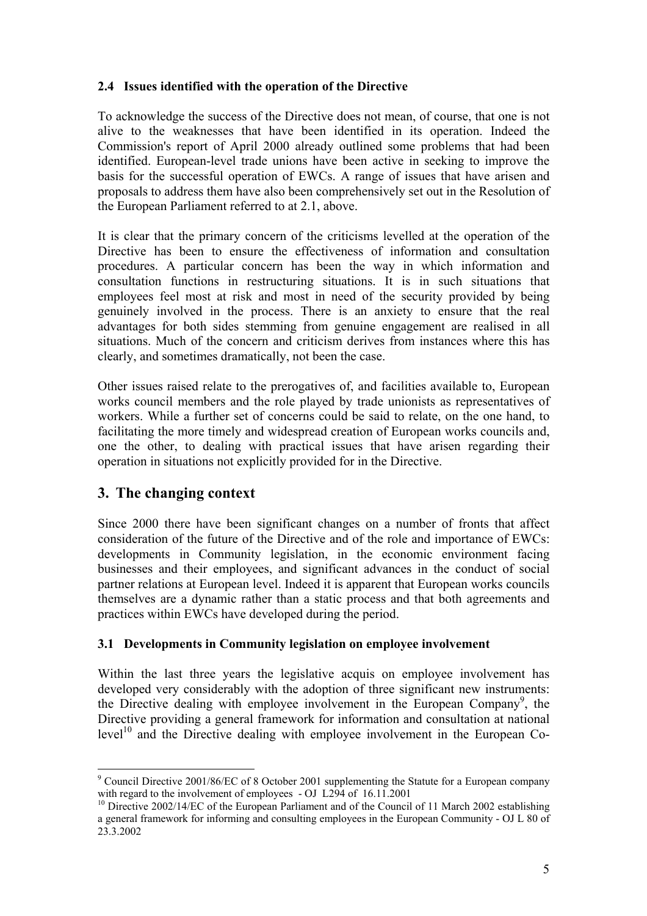### 2.4 Issues identified with the operation of the Directive

To acknowledge the success of the Directive does not mean, of course, that one is not alive to the weaknesses that have been identified in its operation. Indeed the Commission's report of April 2000 already outlined some problems that had been identified. European-level trade unions have been active in seeking to improve the basis for the successful operation of EWCs. A range of issues that have arisen and proposals to address them have also been comprehensively set out in the Resolution of the European Parliament referred to at 2.1, above.

It is clear that the primary concern of the criticisms levelled at the operation of the Directive has been to ensure the effectiveness of information and consultation procedures. A particular concern has been the way in which information and consultation functions in restructuring situations. It is in such situations that employees feel most at risk and most in need of the security provided by being genuinely involved in the process. There is an anxiety to ensure that the real advantages for both sides stemming from genuine engagement are realised in all situations. Much of the concern and criticism derives from instances where this has clearly, and sometimes dramatically, not been the case.

Other issues raised relate to the prerogatives of, and facilities available to, European works council members and the role played by trade unionists as representatives of workers. While a further set of concerns could be said to relate, on the one hand, to facilitating the more timely and widespread creation of European works councils and, one the other, to dealing with practical issues that have arisen regarding their operation in situations not explicitly provided for in the Directive.

## 3. The changing context

Since 2000 there have been significant changes on a number of fronts that affect consideration of the future of the Directive and of the role and importance of EWCs: developments in Community legislation, in the economic environment facing businesses and their employees, and significant advances in the conduct of social partner relations at European level. Indeed it is apparent that European works councils themselves are a dynamic rather than a static process and that both agreements and practices within EWCs have developed during the period.

### 3.1 Developments in Community legislation on employee involvement

Within the last three years the legislative acquis on employee involvement has developed very considerably with the adoption of three significant new instruments: the Directive dealing with employee involvement in the European Company[9], the Directive providing a general framework for information and consultation at national level[10] and the Directive dealing with employee involvement in the European Co-

---

[9] Council Directive 2001/86/EC of 8 October 2001 supplementing the Statute for a European company with regard to the involvement of employees - OJ L294 of 16.11.2001

[10] Directive 2002/14/EC of the European Parliament and of the Council of 11 March 2002 establishing a general framework for informing and consulting employees in the European Community - OJ L 80 of 23.3.2002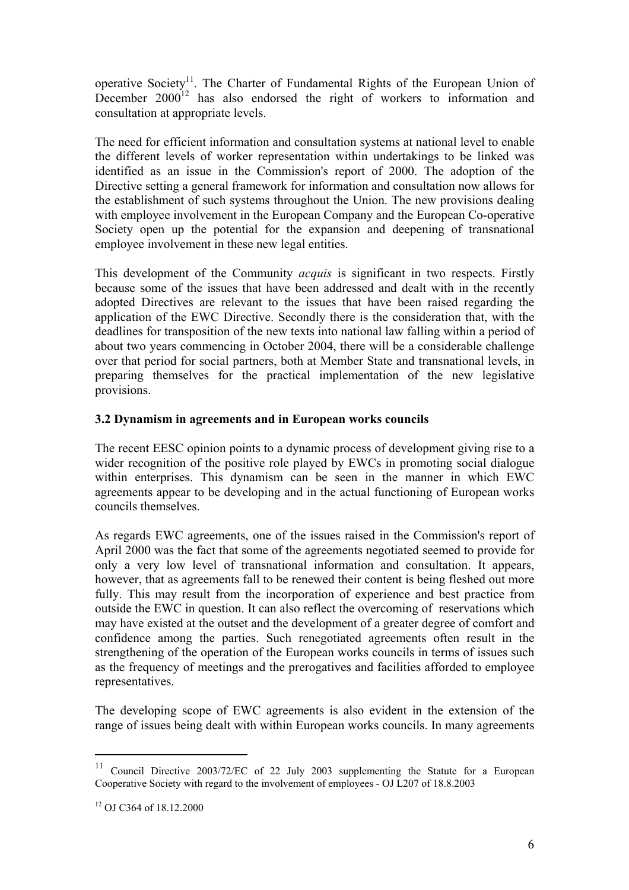operative Society[11]. The Charter of Fundamental Rights of the European Union of December 2000[12] has also endorsed the right of workers to information and consultation at appropriate levels.

The need for efficient information and consultation systems at national level to enable the different levels of worker representation within undertakings to be linked was identified as an issue in the Commission's report of 2000. The adoption of the Directive setting a general framework for information and consultation now allows for the establishment of such systems throughout the Union. The new provisions dealing with employee involvement in the European Company and the European Co-operative Society open up the potential for the expansion and deepening of transnational employee involvement in these new legal entities.

This development of the Community *acquis* is significant in two respects. Firstly because some of the issues that have been addressed and dealt with in the recently adopted Directives are relevant to the issues that have been raised regarding the application of the EWC Directive. Secondly there is the consideration that, with the deadlines for transposition of the new texts into national law falling within a period of about two years commencing in October 2004, there will be a considerable challenge over that period for social partners, both at Member State and transnational levels, in preparing themselves for the practical implementation of the new legislative provisions.

### 3.2 Dynamism in agreements and in European works councils

The recent EESC opinion points to a dynamic process of development giving rise to a wider recognition of the positive role played by EWCs in promoting social dialogue within enterprises. This dynamism can be seen in the manner in which EWC agreements appear to be developing and in the actual functioning of European works councils themselves.

As regards EWC agreements, one of the issues raised in the Commission's report of April 2000 was the fact that some of the agreements negotiated seemed to provide for only a very low level of transnational information and consultation. It appears, however, that as agreements fall to be renewed their content is being fleshed out more fully. This may result from the incorporation of experience and best practice from outside the EWC in question. It can also reflect the overcoming of reservations which may have existed at the outset and the development of a greater degree of comfort and confidence among the parties. Such renegotiated agreements often result in the strengthening of the operation of the European works councils in terms of issues such as the frequency of meetings and the prerogatives and facilities afforded to employee representatives.

The developing scope of EWC agreements is also evident in the extension of the range of issues being dealt with within European works councils. In many agreements

---

[11] Council Directive 2003/72/EC of 22 July 2003 supplementing the Statute for a European Cooperative Society with regard to the involvement of employees - OJ L207 of 18.8.2003

[12] OJ C364 of 18.12.2000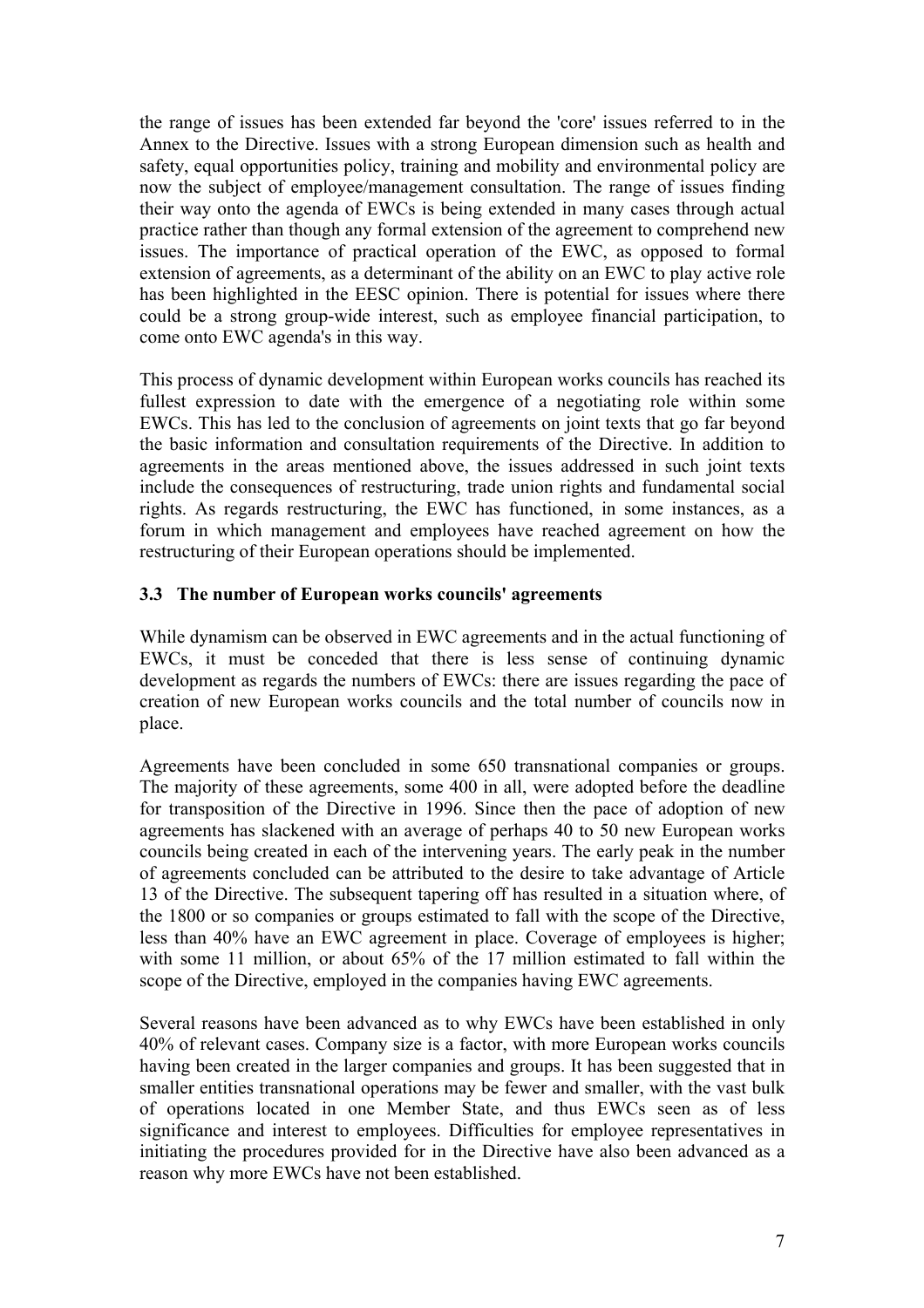the range of issues has been extended far beyond the 'core' issues referred to in the Annex to the Directive. Issues with a strong European dimension such as health and safety, equal opportunities policy, training and mobility and environmental policy are now the subject of employee/management consultation. The range of issues finding their way onto the agenda of EWCs is being extended in many cases through actual practice rather than though any formal extension of the agreement to comprehend new issues. The importance of practical operation of the EWC, as opposed to formal extension of agreements, as a determinant of the ability on an EWC to play active role has been highlighted in the EESC opinion. There is potential for issues where there could be a strong group-wide interest, such as employee financial participation, to come onto EWC agenda's in this way.

This process of dynamic development within European works councils has reached its fullest expression to date with the emergence of a negotiating role within some EWCs. This has led to the conclusion of agreements on joint texts that go far beyond the basic information and consultation requirements of the Directive. In addition to agreements in the areas mentioned above, the issues addressed in such joint texts include the consequences of restructuring, trade union rights and fundamental social rights. As regards restructuring, the EWC has functioned, in some instances, as a forum in which management and employees have reached agreement on how the restructuring of their European operations should be implemented.

### 3.3 The number of European works councils' agreements

While dynamism can be observed in EWC agreements and in the actual functioning of EWCs, it must be conceded that there is less sense of continuing dynamic development as regards the numbers of EWCs: there are issues regarding the pace of creation of new European works councils and the total number of councils now in place.

Agreements have been concluded in some 650 transnational companies or groups. The majority of these agreements, some 400 in all, were adopted before the deadline for transposition of the Directive in 1996. Since then the pace of adoption of new agreements has slackened with an average of perhaps 40 to 50 new European works councils being created in each of the intervening years. The early peak in the number of agreements concluded can be attributed to the desire to take advantage of Article 13 of the Directive. The subsequent tapering off has resulted in a situation where, of the 1800 or so companies or groups estimated to fall with the scope of the Directive, less than 40% have an EWC agreement in place. Coverage of employees is higher; with some 11 million, or about 65% of the 17 million estimated to fall within the scope of the Directive, employed in the companies having EWC agreements.

Several reasons have been advanced as to why EWCs have been established in only 40% of relevant cases. Company size is a factor, with more European works councils having been created in the larger companies and groups. It has been suggested that in smaller entities transnational operations may be fewer and smaller, with the vast bulk of operations located in one Member State, and thus EWCs seen as of less significance and interest to employees. Difficulties for employee representatives in initiating the procedures provided for in the Directive have also been advanced as a reason why more EWCs have not been established.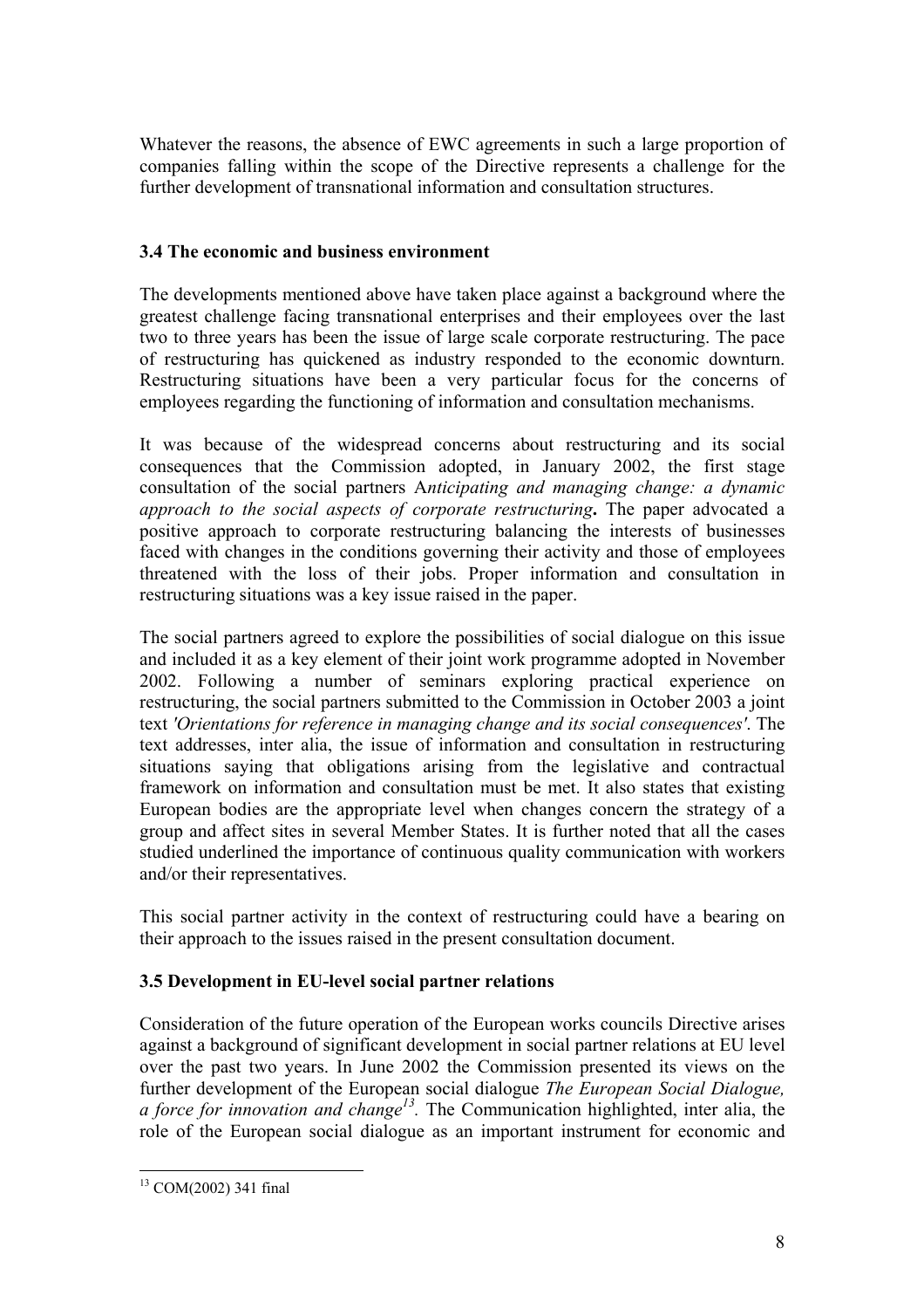Whatever the reasons, the absence of EWC agreements in such a large proportion of companies falling within the scope of the Directive represents a challenge for the further development of transnational information and consultation structures.

### 3.4 The economic and business environment

The developments mentioned above have taken place against a background where the greatest challenge facing transnational enterprises and their employees over the last two to three years has been the issue of large scale corporate restructuring. The pace of restructuring has quickened as industry responded to the economic downturn. Restructuring situations have been a very particular focus for the concerns of employees regarding the functioning of information and consultation mechanisms.

It was because of the widespread concerns about restructuring and its social consequences that the Commission adopted, in January 2002, the first stage consultation of the social partners A*nticipating and managing change: a dynamic approach to the social aspects of corporate restructuring***.** The paper advocated a positive approach to corporate restructuring balancing the interests of businesses faced with changes in the conditions governing their activity and those of employees threatened with the loss of their jobs. Proper information and consultation in restructuring situations was a key issue raised in the paper.

The social partners agreed to explore the possibilities of social dialogue on this issue and included it as a key element of their joint work programme adopted in November 2002. Following a number of seminars exploring practical experience on restructuring, the social partners submitted to the Commission in October 2003 a joint text *'Orientations for reference in managing change and its social consequences'*. The text addresses, inter alia, the issue of information and consultation in restructuring situations saying that obligations arising from the legislative and contractual framework on information and consultation must be met. It also states that existing European bodies are the appropriate level when changes concern the strategy of a group and affect sites in several Member States. It is further noted that all the cases studied underlined the importance of continuous quality communication with workers and/or their representatives.

This social partner activity in the context of restructuring could have a bearing on their approach to the issues raised in the present consultation document.

### 3.5 Development in EU-level social partner relations

Consideration of the future operation of the European works councils Directive arises against a background of significant development in social partner relations at EU level over the past two years. In June 2002 the Commission presented its views on the further development of the European social dialogue *The European Social Dialogue, a force for innovation and change*[13]. The Communication highlighted, inter alia, the role of the European social dialogue as an important instrument for economic and

---

[13] COM(2002) 341 final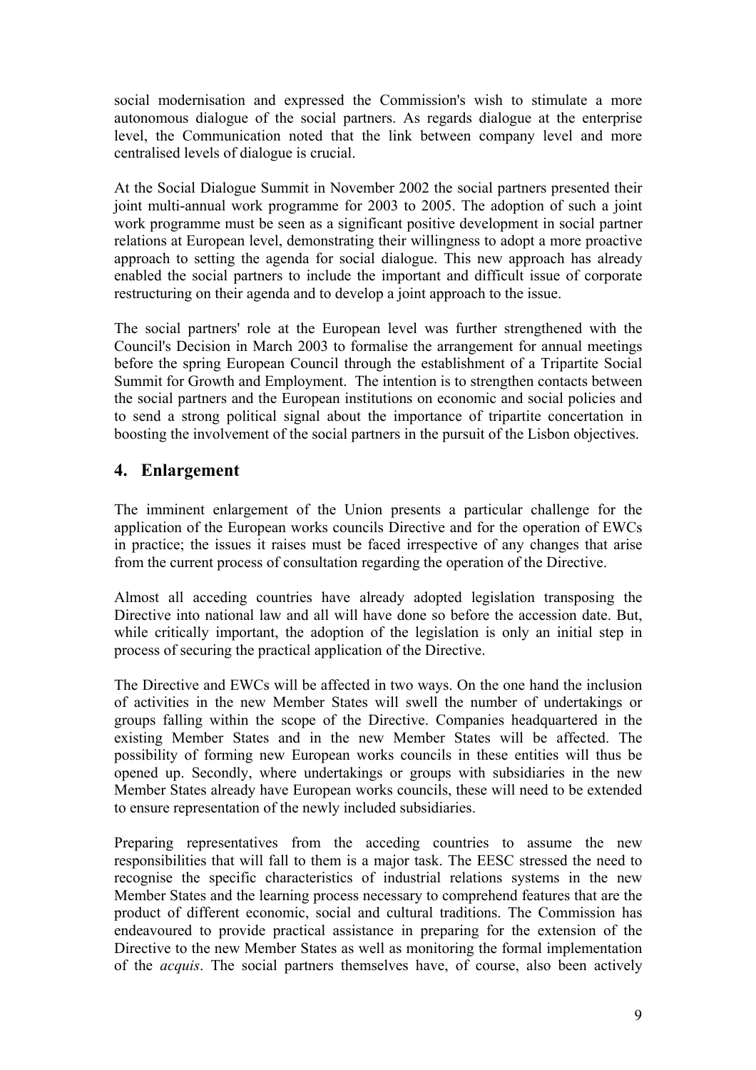social modernisation and expressed the Commission's wish to stimulate a more autonomous dialogue of the social partners. As regards dialogue at the enterprise level, the Communication noted that the link between company level and more centralised levels of dialogue is crucial.

At the Social Dialogue Summit in November 2002 the social partners presented their joint multi-annual work programme for 2003 to 2005. The adoption of such a joint work programme must be seen as a significant positive development in social partner relations at European level, demonstrating their willingness to adopt a more proactive approach to setting the agenda for social dialogue. This new approach has already enabled the social partners to include the important and difficult issue of corporate restructuring on their agenda and to develop a joint approach to the issue.

The social partners' role at the European level was further strengthened with the Council's Decision in March 2003 to formalise the arrangement for annual meetings before the spring European Council through the establishment of a Tripartite Social Summit for Growth and Employment. The intention is to strengthen contacts between the social partners and the European institutions on economic and social policies and to send a strong political signal about the importance of tripartite concertation in boosting the involvement of the social partners in the pursuit of the Lisbon objectives.

## 4. Enlargement

The imminent enlargement of the Union presents a particular challenge for the application of the European works councils Directive and for the operation of EWCs in practice; the issues it raises must be faced irrespective of any changes that arise from the current process of consultation regarding the operation of the Directive.

Almost all acceding countries have already adopted legislation transposing the Directive into national law and all will have done so before the accession date. But, while critically important, the adoption of the legislation is only an initial step in process of securing the practical application of the Directive.

The Directive and EWCs will be affected in two ways. On the one hand the inclusion of activities in the new Member States will swell the number of undertakings or groups falling within the scope of the Directive. Companies headquartered in the existing Member States and in the new Member States will be affected. The possibility of forming new European works councils in these entities will thus be opened up. Secondly, where undertakings or groups with subsidiaries in the new Member States already have European works councils, these will need to be extended to ensure representation of the newly included subsidiaries.

Preparing representatives from the acceding countries to assume the new responsibilities that will fall to them is a major task. The EESC stressed the need to recognise the specific characteristics of industrial relations systems in the new Member States and the learning process necessary to comprehend features that are the product of different economic, social and cultural traditions. The Commission has endeavoured to provide practical assistance in preparing for the extension of the Directive to the new Member States as well as monitoring the formal implementation of the *acquis*. The social partners themselves have, of course, also been actively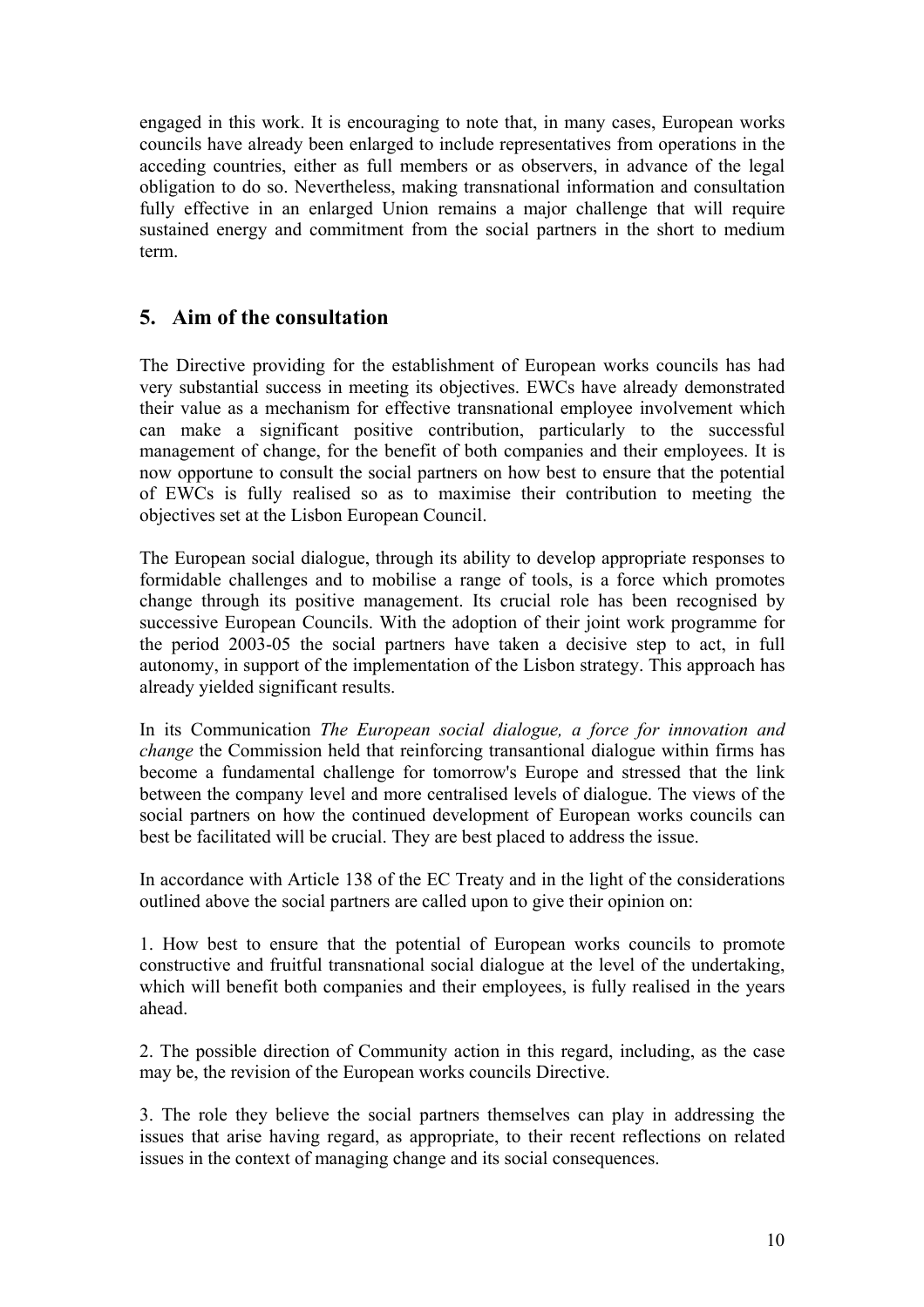engaged in this work. It is encouraging to note that, in many cases, European works councils have already been enlarged to include representatives from operations in the acceding countries, either as full members or as observers, in advance of the legal obligation to do so. Nevertheless, making transnational information and consultation fully effective in an enlarged Union remains a major challenge that will require sustained energy and commitment from the social partners in the short to medium term.

## 5. Aim of the consultation

The Directive providing for the establishment of European works councils has had very substantial success in meeting its objectives. EWCs have already demonstrated their value as a mechanism for effective transnational employee involvement which can make a significant positive contribution, particularly to the successful management of change, for the benefit of both companies and their employees. It is now opportune to consult the social partners on how best to ensure that the potential of EWCs is fully realised so as to maximise their contribution to meeting the objectives set at the Lisbon European Council.

The European social dialogue, through its ability to develop appropriate responses to formidable challenges and to mobilise a range of tools, is a force which promotes change through its positive management. Its crucial role has been recognised by successive European Councils. With the adoption of their joint work programme for the period 2003-05 the social partners have taken a decisive step to act, in full autonomy, in support of the implementation of the Lisbon strategy. This approach has already yielded significant results.

In its Communication *The European social dialogue, a force for innovation and change* the Commission held that reinforcing transantional dialogue within firms has become a fundamental challenge for tomorrow's Europe and stressed that the link between the company level and more centralised levels of dialogue. The views of the social partners on how the continued development of European works councils can best be facilitated will be crucial. They are best placed to address the issue.

In accordance with Article 138 of the EC Treaty and in the light of the considerations outlined above the social partners are called upon to give their opinion on:

1. How best to ensure that the potential of European works councils to promote constructive and fruitful transnational social dialogue at the level of the undertaking, which will benefit both companies and their employees, is fully realised in the years ahead.

2. The possible direction of Community action in this regard, including, as the case may be, the revision of the European works councils Directive.

3. The role they believe the social partners themselves can play in addressing the issues that arise having regard, as appropriate, to their recent reflections on related issues in the context of managing change and its social consequences.